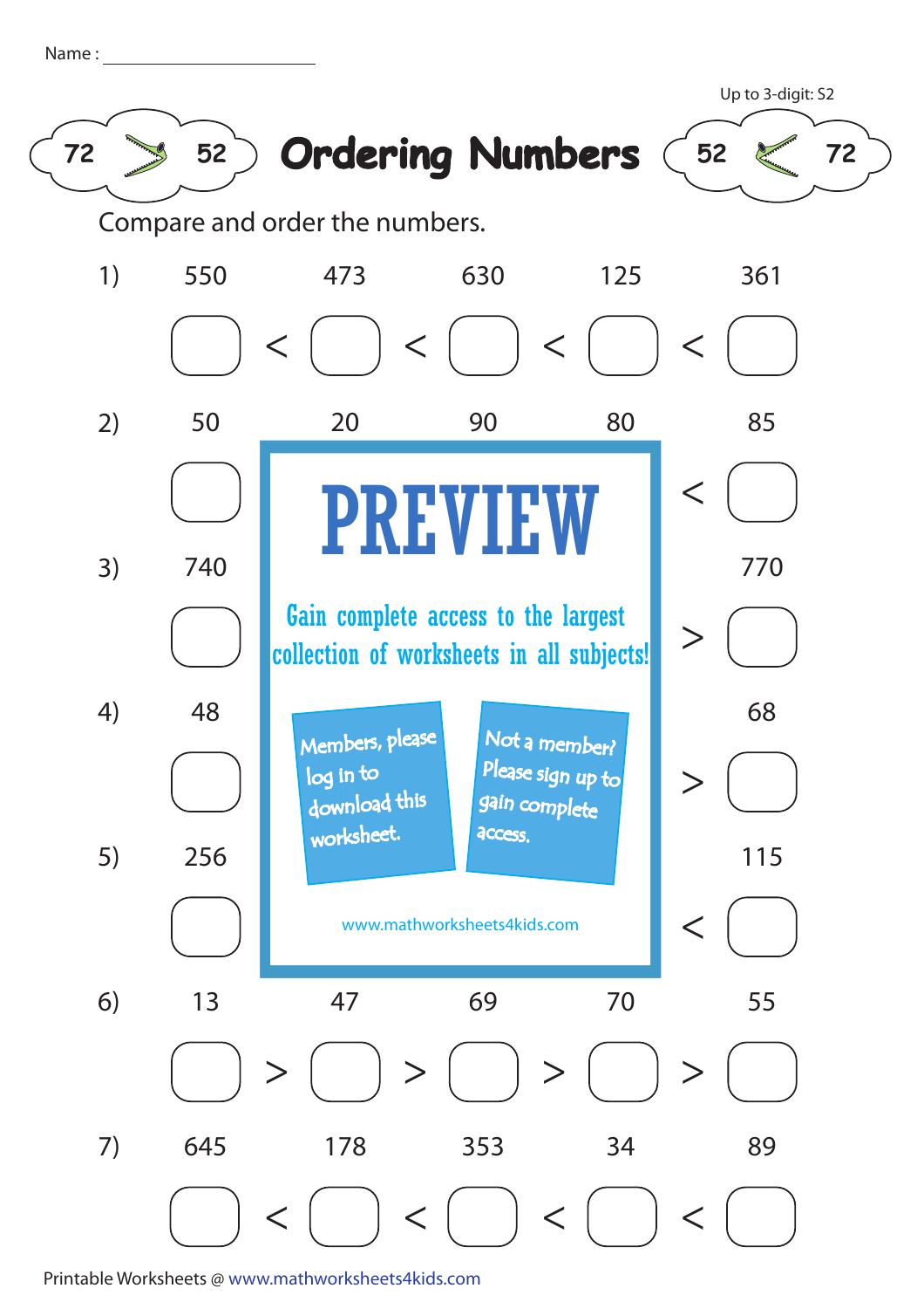Name : ____________________

Up to 3-digit: S2

# Ordering Numbers

72 > 52 &nbsp;&nbsp;&nbsp; 52 < 72

Compare and order the numbers.

1) 550 &nbsp;&nbsp; 473 &nbsp;&nbsp; 630 &nbsp;&nbsp; 125 &nbsp;&nbsp; 361

☐ < ☐ < ☐ < ☐ < ☐

2) 50 &nbsp;&nbsp; 20 &nbsp;&nbsp; 90 &nbsp;&nbsp; 80 &nbsp;&nbsp; 85

☐ ... < ☐

3) 740 ... 770

☐ ... > ☐

4) 48 ... 68

☐ ... > ☐

5) 256 ... 115

☐ ... < ☐

**PREVIEW**

Gain complete access to the largest collection of worksheets in all subjects!

Members, please log in to download this worksheet.

Not a member? Please sign up to gain complete access.

www.mathworksheets4kids.com

6) 13 &nbsp;&nbsp; 47 &nbsp;&nbsp; 69 &nbsp;&nbsp; 70 &nbsp;&nbsp; 55

☐ > ☐ > ☐ > ☐ > ☐

7) 645 &nbsp;&nbsp; 178 &nbsp;&nbsp; 353 &nbsp;&nbsp; 34 &nbsp;&nbsp; 89

☐ < ☐ < ☐ < ☐ < ☐

Printable Worksheets @ www.mathworksheets4kids.com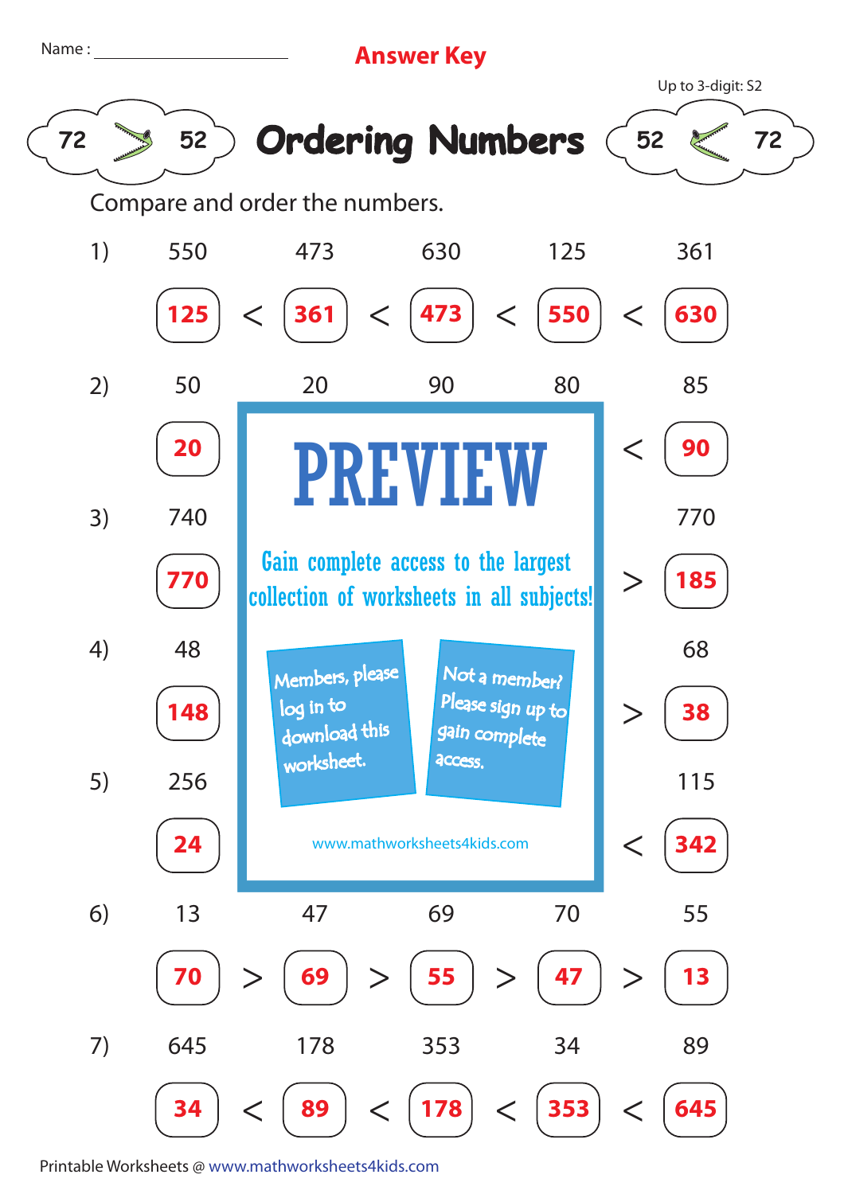Name : ____________________

**Answer Key**

Up to 3-digit: S2

72 > 52

# Ordering Numbers

52 < 72

Compare and order the numbers.

1) 550 473 630 125 361

**125** < **361** < **473** < **550** < **630**

2) 50 20 90 80 85

**20** < **90**

3) 740 770

**770** > **185**

4) 48 68

**148** > **38**

5) 256 115

**24** < **342**

PREVIEW

Gain complete access to the largest collection of worksheets in all subjects!

Members, please log in to download this worksheet.

Not a member? Please sign up to gain complete access.

www.mathworksheets4kids.com

6) 13 47 69 70 55

**70** > **69** > **55** > **47** > **13**

7) 645 178 353 34 89

**34** < **89** < **178** < **353** < **645**

Printable Worksheets @ www.mathworksheets4kids.com